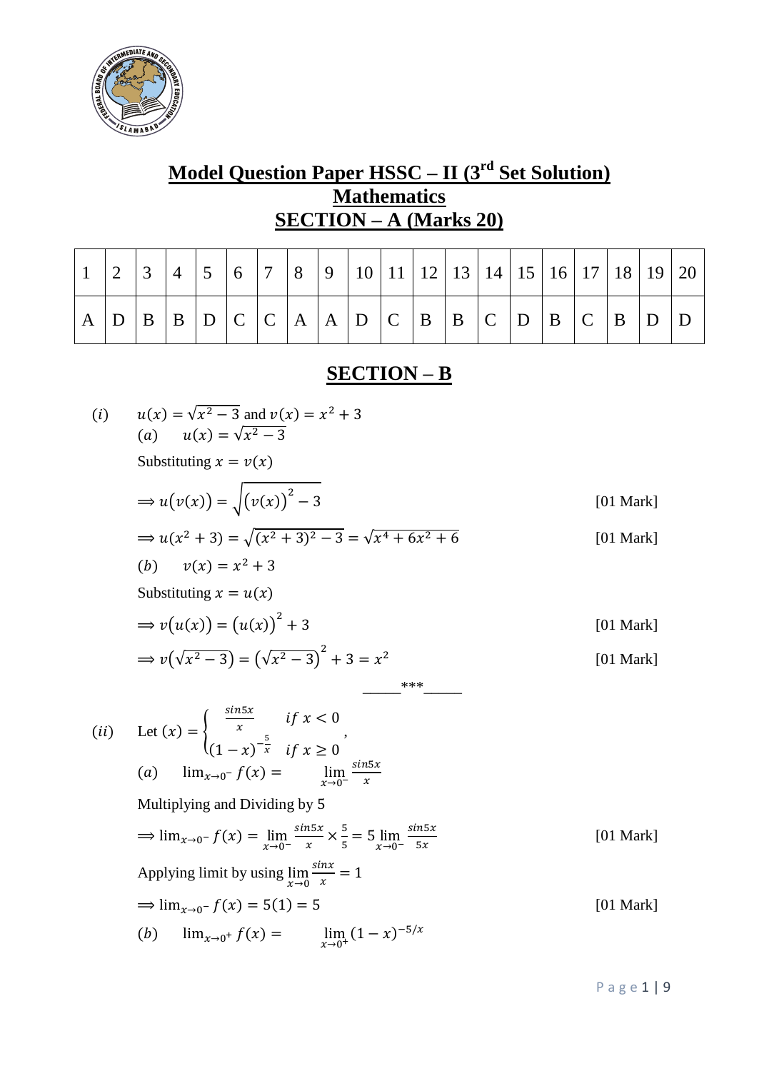# Model Question Paper HSSC – II (3rd Set Solution)

## Mathematics

## SECTION – A (Marks 20)

| 1 | 2 | 3 | 4 | 5 | 6 | 7 | 8 | 9 | 10 | 11 | 12 | 13 | 14 | 15 | 16 | 17 | 18 | 19 | 20 |
|---|---|---|---|---|---|---|---|---|---|---|---|---|---|---|---|---|---|---|---|
| A | D | B | B | D | C | C | A | A | D | C | B | B | C | D | B | C | B | D | D |

## SECTION – B

$(i)$ $u(x) = \sqrt{x^2 - 3}$ and $v(x) = x^2 + 3$

$(a)$ $u(x) = \sqrt{x^2 - 3}$

Substituting $x = v(x)$

$\Rightarrow u(v(x)) = \sqrt{(v(x))^2 - 3}$ [01 Mark]

$\Rightarrow u(x^2 + 3) = \sqrt{(x^2 + 3)^2 - 3} = \sqrt{x^4 + 6x^2 + 6}$ [01 Mark]

$(b)$ $v(x) = x^2 + 3$

Substituting $x = u(x)$

$\Rightarrow v(u(x)) = (u(x))^2 + 3$ [01 Mark]

$\Rightarrow v(\sqrt{x^2 - 3}) = (\sqrt{x^2 - 3})^2 + 3 = x^2$ [01 Mark]

\_\_\_\_\_\*\*\*\_\_\_\_\_

$(ii)$ Let $(x) = \begin{cases} \frac{\sin 5x}{x} & if\ x < 0 \\ (1 - x)^{-\frac{5}{x}} & if\ x \geq 0 \end{cases}$,

$(a)$ $\lim_{x \to 0^-} f(x) = \lim_{x \to 0^-} \frac{\sin 5x}{x}$

Multiplying and Dividing by 5

$\Rightarrow \lim_{x \to 0^-} f(x) = \lim_{x \to 0^-} \frac{\sin 5x}{x} \times \frac{5}{5} = 5 \lim_{x \to 0^-} \frac{\sin 5x}{5x}$ [01 Mark]

Applying limit by using $\lim_{x \to 0} \frac{\sin x}{x} = 1$

$\Rightarrow \lim_{x \to 0^-} f(x) = 5(1) = 5$ [01 Mark]

$(b)$ $\lim_{x \to 0^+} f(x) = \lim_{x \to 0^+} (1 - x)^{-5/x}$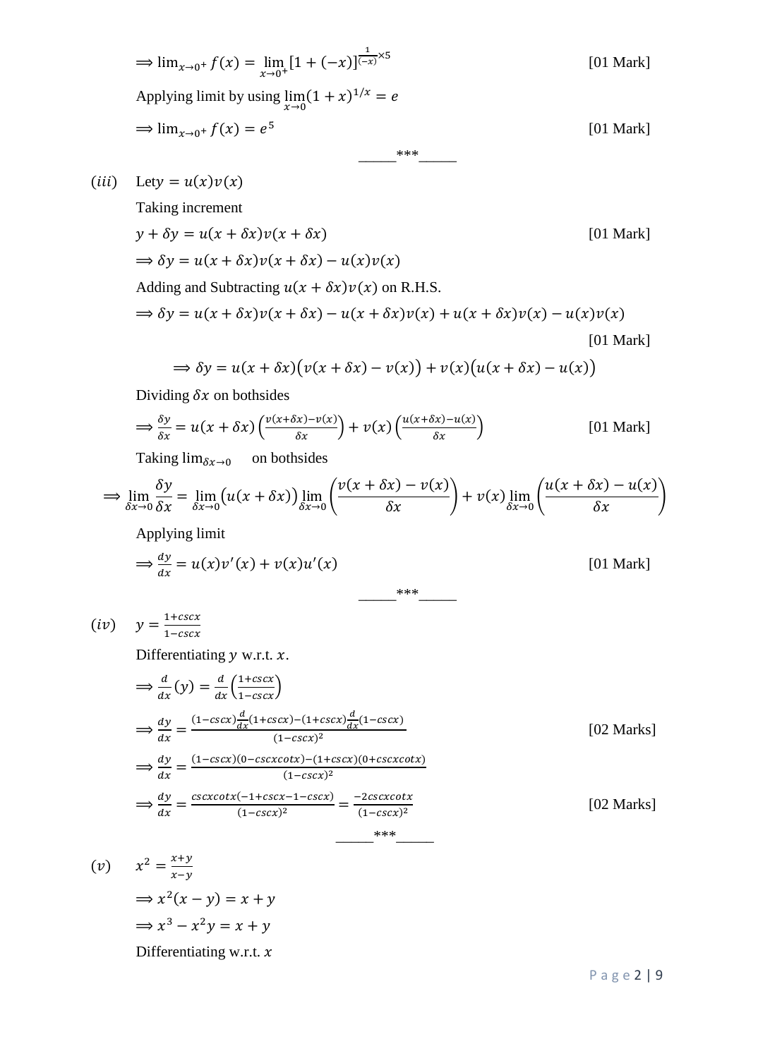$\Longrightarrow \lim_{x\to 0^+} f(x) = \lim_{x\to 0^+} [1 + (-x)]^{\frac{1}{(-x)}\times 5}$ [01 Mark]

Applying limit by using $\lim_{x\to 0}(1+x)^{1/x} = e$

$\Longrightarrow \lim_{x\to 0^+} f(x) = e^5$ [01 Mark]

_____***_____

$(iii)$ Let $y = u(x)v(x)$

Taking increment

$y + \delta y = u(x+\delta x)v(x+\delta x)$ [01 Mark]

$\Longrightarrow \delta y = u(x+\delta x)v(x+\delta x) - u(x)v(x)$

Adding and Subtracting $u(x+\delta x)v(x)$ on R.H.S.

$\Longrightarrow \delta y = u(x+\delta x)v(x+\delta x) - u(x+\delta x)v(x) + u(x+\delta x)v(x) - u(x)v(x)$

[01 Mark]

$$\Longrightarrow \delta y = u(x+\delta x)\big(v(x+\delta x) - v(x)\big) + v(x)\big(u(x+\delta x) - u(x)\big)$$

Dividing $\delta x$ on bothsides

$\Longrightarrow \frac{\delta y}{\delta x} = u(x+\delta x)\left(\frac{v(x+\delta x)-v(x)}{\delta x}\right) + v(x)\left(\frac{u(x+\delta x)-u(x)}{\delta x}\right)$ [01 Mark]

Taking $\lim_{\delta x\to 0}$ on bothsides

$$\Longrightarrow \lim_{\delta x\to 0}\frac{\delta y}{\delta x} = \lim_{\delta x\to 0}\big(u(x+\delta x)\big)\lim_{\delta x\to 0}\left(\frac{v(x+\delta x)-v(x)}{\delta x}\right) + v(x)\lim_{\delta x\to 0}\left(\frac{u(x+\delta x)-u(x)}{\delta x}\right)$$

Applying limit

$\Longrightarrow \frac{dy}{dx} = u(x)v'(x) + v(x)u'(x)$ [01 Mark]

_____***_____

$(iv)$ $y = \frac{1+cscx}{1-cscx}$

Differentiating $y$ w.r.t. $x$.

$\Longrightarrow \frac{d}{dx}(y) = \frac{d}{dx}\left(\frac{1+cscx}{1-cscx}\right)$

$\Longrightarrow \frac{dy}{dx} = \frac{(1-cscx)\frac{d}{dx}(1+cscx) - (1+cscx)\frac{d}{dx}(1-cscx)}{(1-cscx)^2}$ [02 Marks]

$\Longrightarrow \frac{dy}{dx} = \frac{(1-cscx)(0-cscxcotx) - (1+cscx)(0+cscxcotx)}{(1-cscx)^2}$

$\Longrightarrow \frac{dy}{dx} = \frac{cscxcotx(-1+cscx-1-cscx)}{(1-cscx)^2} = \frac{-2cscxcotx}{(1-cscx)^2}$ [02 Marks]

_____***_____

$(v)$ $x^2 = \frac{x+y}{x-y}$

$\Longrightarrow x^2(x-y) = x+y$

$\Longrightarrow x^3 - x^2y = x+y$

Differentiating w.r.t. $x$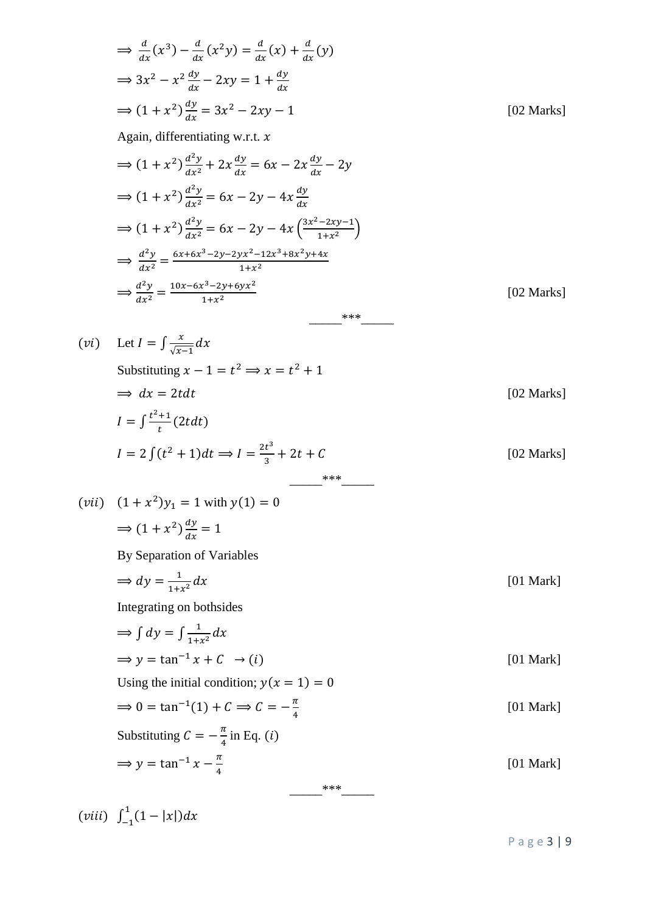$$\Longrightarrow \frac{d}{dx}(x^3) - \frac{d}{dx}(x^2 y) = \frac{d}{dx}(x) + \frac{d}{dx}(y)$$

$$\Longrightarrow 3x^2 - x^2\frac{dy}{dx} - 2xy = 1 + \frac{dy}{dx}$$

$$\Longrightarrow (1+x^2)\frac{dy}{dx} = 3x^2 - 2xy - 1$$ [02 Marks]

Again, differentiating w.r.t. $x$

$$\Longrightarrow (1+x^2)\frac{d^2y}{dx^2} + 2x\frac{dy}{dx} = 6x - 2x\frac{dy}{dx} - 2y$$

$$\Longrightarrow (1+x^2)\frac{d^2y}{dx^2} = 6x - 2y - 4x\frac{dy}{dx}$$

$$\Longrightarrow (1+x^2)\frac{d^2y}{dx^2} = 6x - 2y - 4x\left(\frac{3x^2-2xy-1}{1+x^2}\right)$$

$$\Longrightarrow \frac{d^2y}{dx^2} = \frac{6x+6x^3-2y-2yx^2-12x^3+8x^2y+4x}{1+x^2}$$

$$\Longrightarrow \frac{d^2y}{dx^2} = \frac{10x-6x^3-2y+6yx^2}{1+x^2}$$ [02 Marks]

_____***_____

$(vi)$ Let $I = \int \frac{x}{\sqrt{x-1}}dx$

Substituting $x - 1 = t^2 \Longrightarrow x = t^2 + 1$

$\Longrightarrow dx = 2tdt$ [02 Marks]

$I = \int \frac{t^2+1}{t}(2tdt)$

$I = 2\int (t^2+1)dt \Longrightarrow I = \frac{2t^3}{3} + 2t + C$ [02 Marks]

_____***_____

$(vii)$ $(1+x^2)y_1 = 1$ with $y(1) = 0$

$\Longrightarrow (1+x^2)\frac{dy}{dx} = 1$

By Separation of Variables

$\Longrightarrow dy = \frac{1}{1+x^2}dx$ [01 Mark]

Integrating on bothsides

$\Longrightarrow \int dy = \int \frac{1}{1+x^2}dx$

$\Longrightarrow y = \tan^{-1}x + C \;\; \rightarrow (i)$ [01 Mark]

Using the initial condition; $y(x=1) = 0$

$\Longrightarrow 0 = \tan^{-1}(1) + C \Longrightarrow C = -\frac{\pi}{4}$ [01 Mark]

Substituting $C = -\frac{\pi}{4}$ in Eq. $(i)$

$\Longrightarrow y = \tan^{-1}x - \frac{\pi}{4}$ [01 Mark]

_____***_____

$(viii)$ $\int_{-1}^{1}(1-|x|)dx$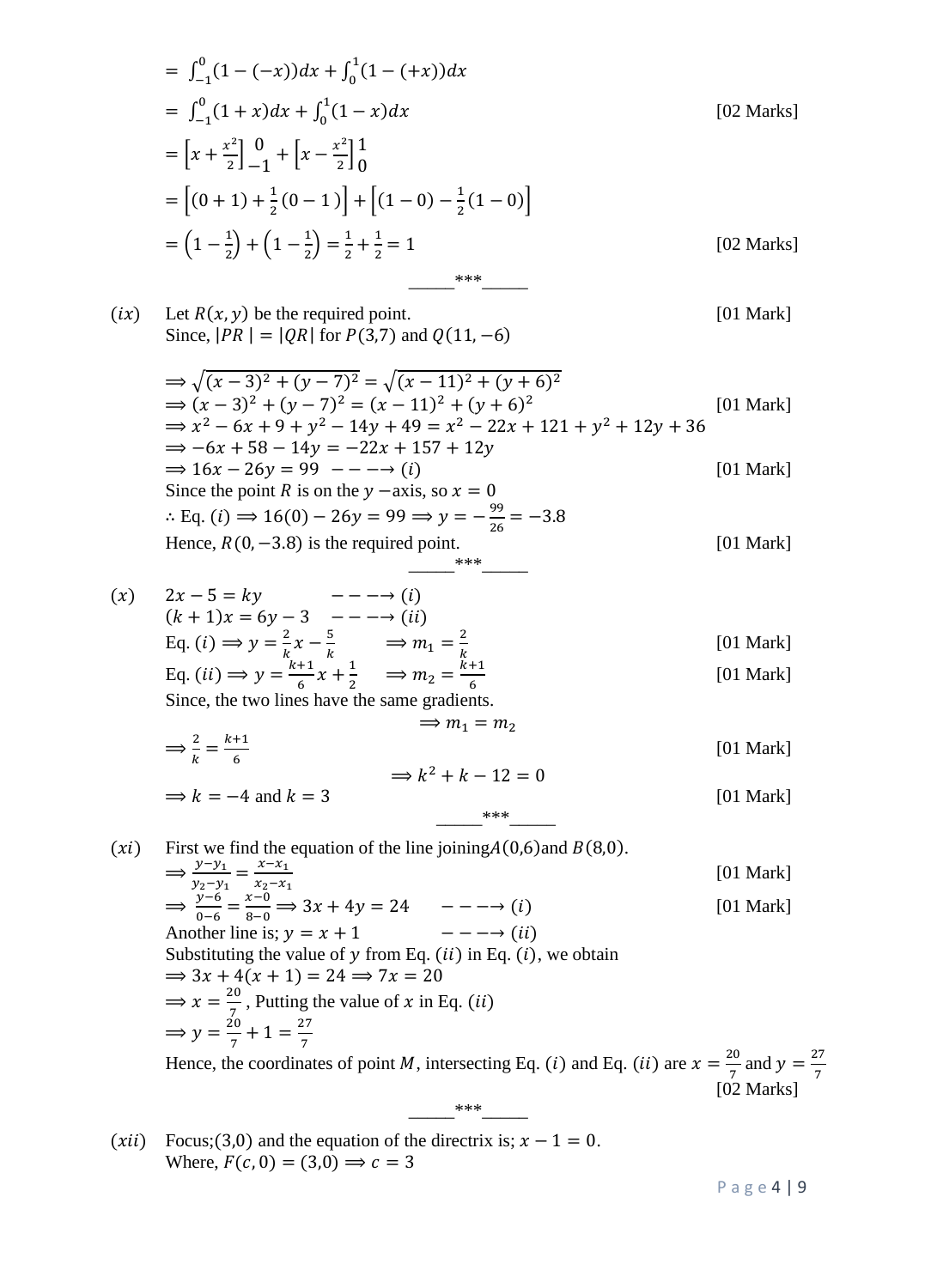$= \int_{-1}^{0}(1-(-x))dx + \int_{0}^{1}(1-(+x))dx$

$= \int_{-1}^{0}(1+x)dx + \int_{0}^{1}(1-x)dx$ [02 Marks]

$= \left[x+\frac{x^2}{2}\right]_{-1}^{0} + \left[x-\frac{x^2}{2}\right]_{0}^{1}$

$= \left[(0+1)+\frac{1}{2}(0-1)\right] + \left[(1-0)-\frac{1}{2}(1-0)\right]$

$= \left(1-\frac{1}{2}\right)+\left(1-\frac{1}{2}\right) = \frac{1}{2}+\frac{1}{2} = 1$ [02 Marks]

_____***_____

$(ix)$ Let $R(x,y)$ be the required point. [01 Mark]
Since, $|PR| = |QR|$ for $P(3,7)$ and $Q(11,-6)$

$\Rightarrow \sqrt{(x-3)^2+(y-7)^2} = \sqrt{(x-11)^2+(y+6)^2}$

$\Rightarrow (x-3)^2+(y-7)^2 = (x-11)^2+(y+6)^2$ [01 Mark]

$\Rightarrow x^2-6x+9+y^2-14y+49 = x^2-22x+121+y^2+12y+36$

$\Rightarrow -6x+58-14y = -22x+157+12y$

$\Rightarrow 16x-26y = 99 \;\; ---\rightarrow (i)$ [01 Mark]

Since the point $R$ is on the $y$ −axis, so $x = 0$

$\therefore$ Eq. $(i) \Rightarrow 16(0)-26y = 99 \Rightarrow y = -\frac{99}{26} = -3.8$

Hence, $R(0,-3.8)$ is the required point. [01 Mark]

_____***_____

$(x)$ $2x-5 = ky \quad ---\rightarrow (i)$

$(k+1)x = 6y-3 \quad ---\rightarrow (ii)$

Eq. $(i) \Rightarrow y = \frac{2}{k}x - \frac{5}{k} \quad \Rightarrow m_1 = \frac{2}{k}$ [01 Mark]

Eq. $(ii) \Rightarrow y = \frac{k+1}{6}x + \frac{1}{2} \quad \Rightarrow m_2 = \frac{k+1}{6}$ [01 Mark]

Since, the two lines have the same gradients.

$\Rightarrow m_1 = m_2$

$\Rightarrow \frac{2}{k} = \frac{k+1}{6}$ [01 Mark]

$\Rightarrow k^2+k-12 = 0$

$\Rightarrow k = -4$ and $k = 3$ [01 Mark]

_____***_____

$(xi)$ First we find the equation of the line joining $A(0,6)$ and $B(8,0)$.

$\Rightarrow \frac{y-y_1}{y_2-y_1} = \frac{x-x_1}{x_2-x_1}$ [01 Mark]

$\Rightarrow \frac{y-6}{0-6} = \frac{x-0}{8-0} \Rightarrow 3x+4y = 24 \quad ---\rightarrow (i)$ [01 Mark]

Another line is; $y = x+1 \quad ---\rightarrow (ii)$

Substituting the value of $y$ from Eq. $(ii)$ in Eq. $(i)$, we obtain

$\Rightarrow 3x+4(x+1) = 24 \Rightarrow 7x = 20$

$\Rightarrow x = \frac{20}{7}$, Putting the value of $x$ in Eq. $(ii)$

$\Rightarrow y = \frac{20}{7}+1 = \frac{27}{7}$

Hence, the coordinates of point $M$, intersecting Eq. $(i)$ and Eq. $(ii)$ are $x = \frac{20}{7}$ and $y = \frac{27}{7}$ [02 Marks]

_____***_____

$(xii)$ Focus;$(3,0)$ and the equation of the directrix is; $x-1 = 0$.
Where, $F(c,0) = (3,0) \Rightarrow c = 3$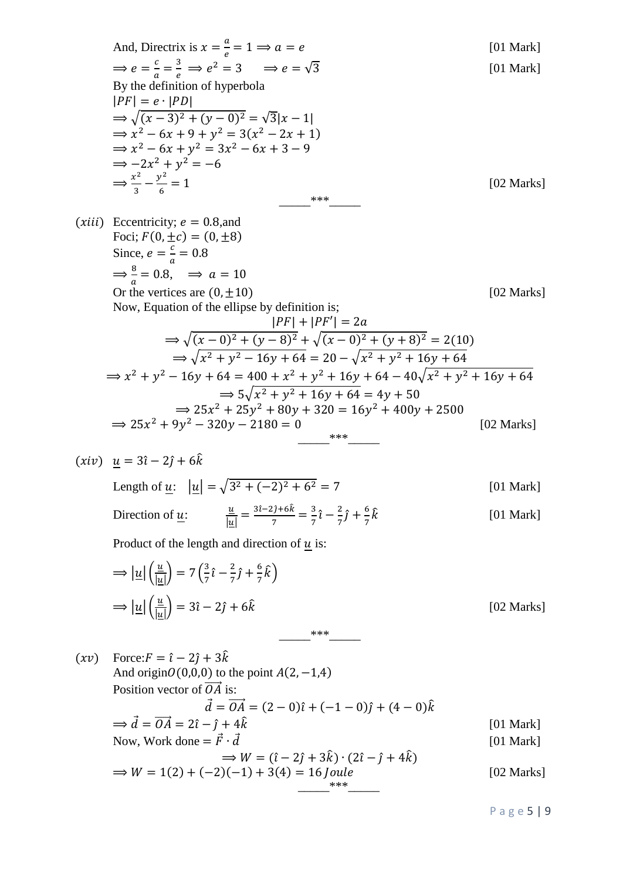And, Directrix is $x = \frac{a}{e} = 1 \Rightarrow a = e$ [01 Mark]

$\Rightarrow e = \frac{c}{a} = \frac{3}{e} \Rightarrow e^2 = 3 \quad \Rightarrow e = \sqrt{3}$ [01 Mark]

By the definition of hyperbola

$|PF| = e \cdot |PD|$

$\Rightarrow \sqrt{(x-3)^2 + (y-0)^2} = \sqrt{3}|x-1|$

$\Rightarrow x^2 - 6x + 9 + y^2 = 3(x^2 - 2x + 1)$

$\Rightarrow x^2 - 6x + y^2 = 3x^2 - 6x + 3 - 9$

$\Rightarrow -2x^2 + y^2 = -6$

$\Rightarrow \frac{x^2}{3} - \frac{y^2}{6} = 1$ [02 Marks]

_____***_____

$(xiii)$ Eccentricity; $e = 0.8$,and

Foci; $F(0, \pm c) = (0, \pm 8)$

Since, $e = \frac{c}{a} = 0.8$

$\Rightarrow \frac{8}{a} = 0.8, \quad \Rightarrow a = 10$

Or the vertices are $(0, \pm 10)$ [02 Marks]

Now, Equation of the ellipse by definition is;

$$|PF| + |PF'| = 2a$$

$$\Rightarrow \sqrt{(x-0)^2 + (y-8)^2} + \sqrt{(x-0)^2 + (y+8)^2} = 2(10)$$

$$\Rightarrow \sqrt{x^2 + y^2 - 16y + 64} = 20 - \sqrt{x^2 + y^2 + 16y + 64}$$

$$\Rightarrow x^2 + y^2 - 16y + 64 = 400 + x^2 + y^2 + 16y + 64 - 40\sqrt{x^2 + y^2 + 16y + 64}$$

$$\Rightarrow 5\sqrt{x^2 + y^2 + 16y + 64} = 4y + 50$$

$$\Rightarrow 25x^2 + 25y^2 + 80y + 320 = 16y^2 + 400y + 2500$$

$\Rightarrow 25x^2 + 9y^2 - 320y - 2180 = 0$ [02 Marks]

_____***_____

$(xiv)$ $\underline{u} = 3\hat{\imath} - 2\hat{\jmath} + 6\hat{k}$

Length of $\underline{u}$: $|\underline{u}| = \sqrt{3^2 + (-2)^2 + 6^2} = 7$ [01 Mark]

Direction of $\underline{u}$: $\frac{\underline{u}}{|\underline{u}|} = \frac{3\hat{\imath} - 2\hat{\jmath} + 6\hat{k}}{7} = \frac{3}{7}\hat{\imath} - \frac{2}{7}\hat{\jmath} + \frac{6}{7}\hat{k}$ [01 Mark]

Product of the length and direction of $\underline{u}$ is:

$\Rightarrow |\underline{u}|\left(\frac{\underline{u}}{|\underline{u}|}\right) = 7\left(\frac{3}{7}\hat{\imath} - \frac{2}{7}\hat{\jmath} + \frac{6}{7}\hat{k}\right)$

$\Rightarrow |\underline{u}|\left(\frac{\underline{u}}{|\underline{u}|}\right) = 3\hat{\imath} - 2\hat{\jmath} + 6\hat{k}$ [02 Marks]

_____***_____

$(xv)$ Force: $F = \hat{\imath} - 2\hat{\jmath} + 3\hat{k}$

And origin $O(0,0,0)$ to the point $A(2, -1, 4)$

Position vector of $\overrightarrow{OA}$ is:

$$\vec{d} = \overrightarrow{OA} = (2-0)\hat{\imath} + (-1-0)\hat{\jmath} + (4-0)\hat{k}$$

$\Rightarrow \vec{d} = \overrightarrow{OA} = 2\hat{\imath} - \hat{\jmath} + 4\hat{k}$ [01 Mark]

Now, Work done $= \vec{F} \cdot \vec{d}$ [01 Mark]

$$\Rightarrow W = (\hat{\imath} - 2\hat{\jmath} + 3\hat{k}) \cdot (2\hat{\imath} - \hat{\jmath} + 4\hat{k})$$

$\Rightarrow W = 1(2) + (-2)(-1) + 3(4) = 16\,Joule$ [02 Marks]

_____***_____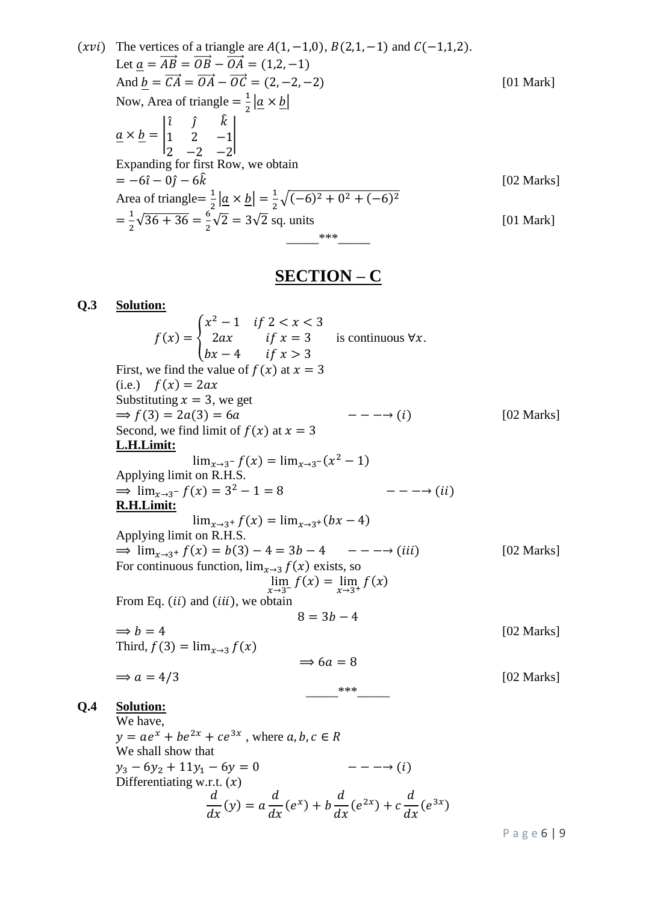$(xvi)$ The vertices of a triangle are $A(1,-1,0)$, $B(2,1,-1)$ and $C(-1,1,2)$.

Let $\underline{a} = \overrightarrow{AB} = \overrightarrow{OB} - \overrightarrow{OA} = (1,2,-1)$

And $\underline{b} = \overrightarrow{CA} = \overrightarrow{OA} - \overrightarrow{OC} = (2,-2,-2)$ [01 Mark]

Now, Area of triangle $= \frac{1}{2}\left|\underline{a} \times \underline{b}\right|$

$$\underline{a} \times \underline{b} = \begin{vmatrix} \hat{\imath} & \hat{\jmath} & \hat{k} \\ 1 & 2 & -1 \\ 2 & -2 & -2 \end{vmatrix}$$

Expanding for first Row, we obtain

$= -6\hat{\imath} - 0\hat{\jmath} - 6\hat{k}$ [02 Marks]

Area of triangle$= \frac{1}{2}\left|\underline{a} \times \underline{b}\right| = \frac{1}{2}\sqrt{(-6)^2 + 0^2 + (-6)^2}$

$= \frac{1}{2}\sqrt{36+36} = \frac{6}{2}\sqrt{2} = 3\sqrt{2}$ sq. units [01 Mark]

_____***_____

## SECTION – C

**Q.3 Solution:**

$$f(x) = \begin{cases} x^2 - 1 & if\ 2 < x < 3 \\ 2ax & if\ x = 3 \\ bx - 4 & if\ x > 3 \end{cases} \quad \text{is continuous } \forall x.$$

First, we find the value of $f(x)$ at $x = 3$

(i.e.) $f(x) = 2ax$

Substituting $x = 3$, we get

$\Longrightarrow f(3) = 2a(3) = 6a$ $\quad ---\rightarrow (i)$ [02 Marks]

Second, we find limit of $f(x)$ at $x = 3$

**L.H.Limit:**

$$\lim_{x\to 3^-} f(x) = \lim_{x\to 3^-}(x^2 - 1)$$

Applying limit on R.H.S.

$\Longrightarrow \lim_{x\to 3^-} f(x) = 3^2 - 1 = 8$ $\quad ---\rightarrow (ii)$

**R.H.Limit:**

$$\lim_{x\to 3^+} f(x) = \lim_{x\to 3^+}(bx - 4)$$

Applying limit on R.H.S.

$\Longrightarrow \lim_{x\to 3^+} f(x) = b(3) - 4 = 3b - 4$ $\quad ---\rightarrow (iii)$ [02 Marks]

For continuous function, $\lim_{x\to 3} f(x)$ exists, so

$$\lim_{x\to 3^-} f(x) = \lim_{x\to 3^+} f(x)$$

From Eq. $(ii)$ and $(iii)$, we obtain

$$8 = 3b - 4$$

$\Longrightarrow b = 4$ [02 Marks]

Third, $f(3) = \lim_{x\to 3} f(x)$

$$\Longrightarrow 6a = 8$$

$\Longrightarrow a = 4/3$ [02 Marks]

_____***_____

**Q.4 Solution:**

We have,

$y = ae^x + be^{2x} + ce^{3x}$ , where $a, b, c \in R$

We shall show that

$y_3 - 6y_2 + 11y_1 - 6y = 0$ $\quad ---\rightarrow (i)$

Differentiating w.r.t. $(x)$

$$\frac{d}{dx}(y) = a\frac{d}{dx}(e^x) + b\frac{d}{dx}(e^{2x}) + c\frac{d}{dx}(e^{3x})$$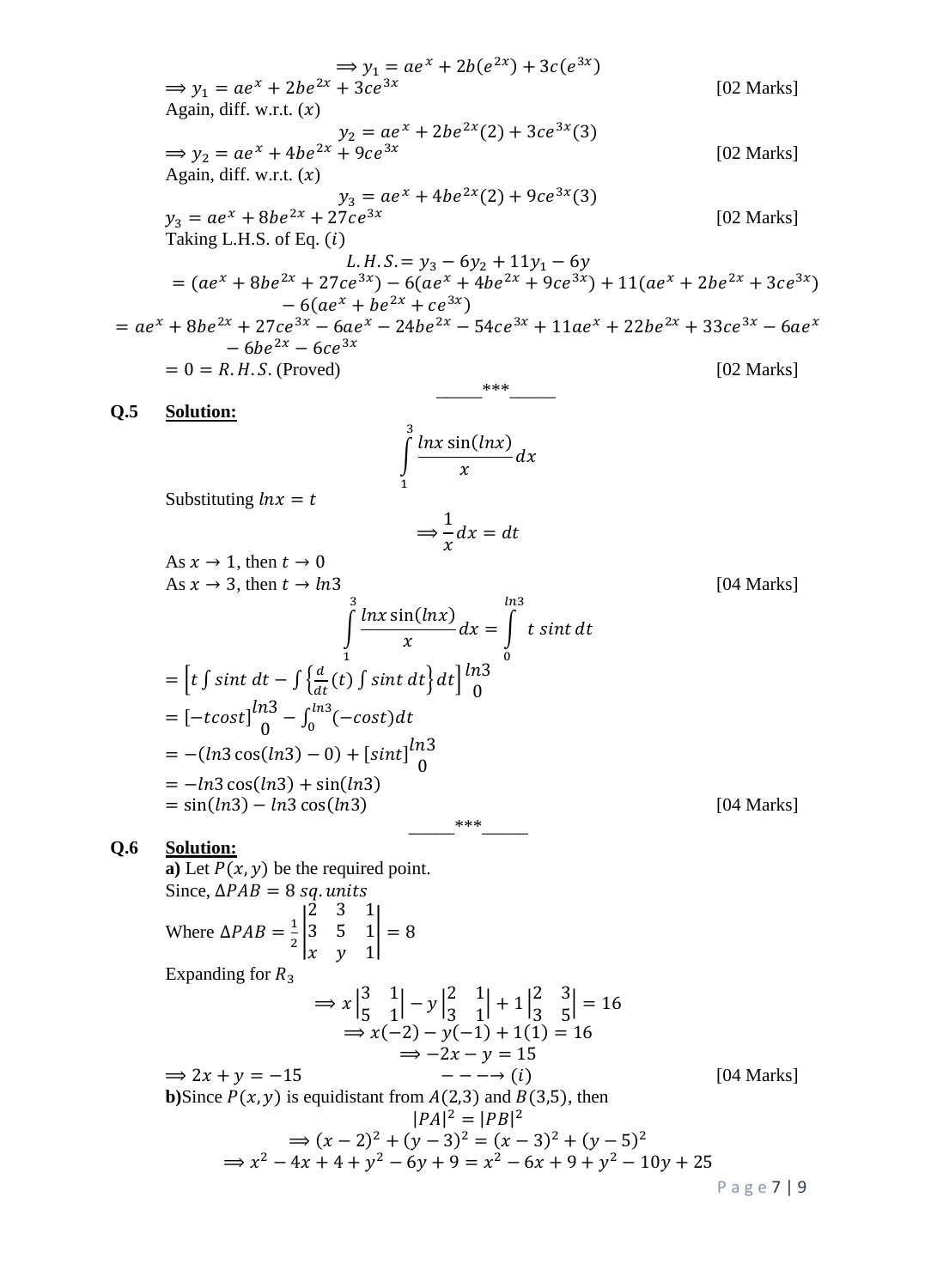$$\Rightarrow y_1 = ae^x + 2b(e^{2x}) + 3c(e^{3x})$$

$\Rightarrow y_1 = ae^x + 2be^{2x} + 3ce^{3x}$ [02 Marks]

Again, diff. w.r.t. $(x)$

$$y_2 = ae^x + 2be^{2x}(2) + 3ce^{3x}(3)$$

$\Rightarrow y_2 = ae^x + 4be^{2x} + 9ce^{3x}$ [02 Marks]

Again, diff. w.r.t. $(x)$

$$y_3 = ae^x + 4be^{2x}(2) + 9ce^{3x}(3)$$

$y_3 = ae^x + 8be^{2x} + 27ce^{3x}$ [02 Marks]

Taking L.H.S. of Eq. $(i)$

$$L.H.S. = y_3 - 6y_2 + 11y_1 - 6y$$

$$= (ae^x + 8be^{2x} + 27ce^{3x}) - 6(ae^x + 4be^{2x} + 9ce^{3x}) + 11(ae^x + 2be^{2x} + 3ce^{3x}) - 6(ae^x + be^{2x} + ce^{3x})$$

$$= ae^x + 8be^{2x} + 27ce^{3x} - 6ae^x - 24be^{2x} - 54ce^{3x} + 11ae^x + 22be^{2x} + 33ce^{3x} - 6ae^x - 6be^{2x} - 6ce^{3x}$$

$= 0 = R.H.S.$ (Proved) [02 Marks]

_____***_____

**Q.5 Solution:**

$$\int_1^3 \frac{lnx \sin(lnx)}{x} dx$$

Substituting $lnx = t$

$$\Rightarrow \frac{1}{x} dx = dt$$

As $x \to 1$, then $t \to 0$

As $x \to 3$, then $t \to ln3$ [04 Marks]

$$\int_1^3 \frac{lnx \sin(lnx)}{x} dx = \int_0^{ln3} t\, sint\, dt$$

$= \left[ t \int sint\, dt - \int \left\{ \frac{d}{dt}(t) \int sint\, dt \right\} dt \right]_0^{ln3}$

$= [-tcost]_0^{ln3} - \int_0^{ln3} (-cost) dt$

$= -(ln3 \cos(ln3) - 0) + [sint]_0^{ln3}$

$= -ln3 \cos(ln3) + \sin(ln3)$

$= \sin(ln3) - ln3 \cos(ln3)$ [04 Marks]

_____***_____

**Q.6 Solution:**

**a)** Let $P(x, y)$ be the required point.

Since, $\Delta PAB = 8\ sq.units$

Where $\Delta PAB = \frac{1}{2} \begin{vmatrix} 2 & 3 & 1 \\ 3 & 5 & 1 \\ x & y & 1 \end{vmatrix} = 8$

Expanding for $R_3$

$$\Rightarrow x \begin{vmatrix} 3 & 1 \\ 5 & 1 \end{vmatrix} - y \begin{vmatrix} 2 & 1 \\ 3 & 1 \end{vmatrix} + 1 \begin{vmatrix} 2 & 3 \\ 3 & 5 \end{vmatrix} = 16$$

$$\Rightarrow x(-2) - y(-1) + 1(1) = 16$$

$$\Rightarrow -2x - y = 15$$

$\Rightarrow 2x + y = -15$ $\quad ---\rightarrow (i)$ [04 Marks]

**b)** Since $P(x, y)$ is equidistant from $A(2,3)$ and $B(3,5)$, then

$$|PA|^2 = |PB|^2$$

$$\Rightarrow (x-2)^2 + (y-3)^2 = (x-3)^2 + (y-5)^2$$

$$\Rightarrow x^2 - 4x + 4 + y^2 - 6y + 9 = x^2 - 6x + 9 + y^2 - 10y + 25$$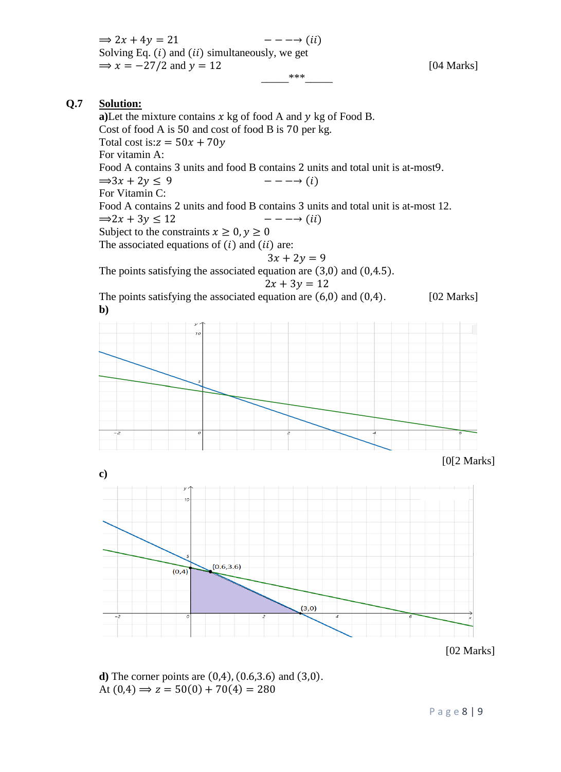$\Longrightarrow 2x + 4y = 21 \qquad - - - \rightarrow (ii)$

Solving Eq. $(i)$ and $(ii)$ simultaneously, we get

$\Longrightarrow x = -27/2$ and $y = 12$ [04 Marks]

\_\_\_\_\_\*\*\*\_\_\_\_\_

**Q.7** **Solution:**

**a)**Let the mixture contains $x$ kg of food A and $y$ kg of Food B.

Cost of food A is $50$ and cost of food B is $70$ per kg.

Total cost is:$z = 50x + 70y$

For vitamin A:

Food A contains 3 units and food B contains 2 units and total unit is at-most9.

$\Longrightarrow 3x + 2y \leq 9 \qquad - - - \rightarrow (i)$

For Vitamin C:

Food A contains 2 units and food B contains 3 units and total unit is at-most 12.

$\Longrightarrow 2x + 3y \leq 12 \qquad - - - \rightarrow (ii)$

Subject to the constraints $x \geq 0, y \geq 0$

The associated equations of $(i)$ and $(ii)$ are:

$$3x + 2y = 9$$

The points satisfying the associated equation are $(3,0)$ and $(0,4.5)$.

$$2x + 3y = 12$$

The points satisfying the associated equation are $(6,0)$ and $(0,4)$. [02 Marks]

**b)**

[0[2 Marks]

**c)**

[02 Marks]

**d)** The corner points are $(0,4)$, $(0.6,3.6)$ and $(3,0)$.

At $(0,4) \Longrightarrow z = 50(0) + 70(4) = 280$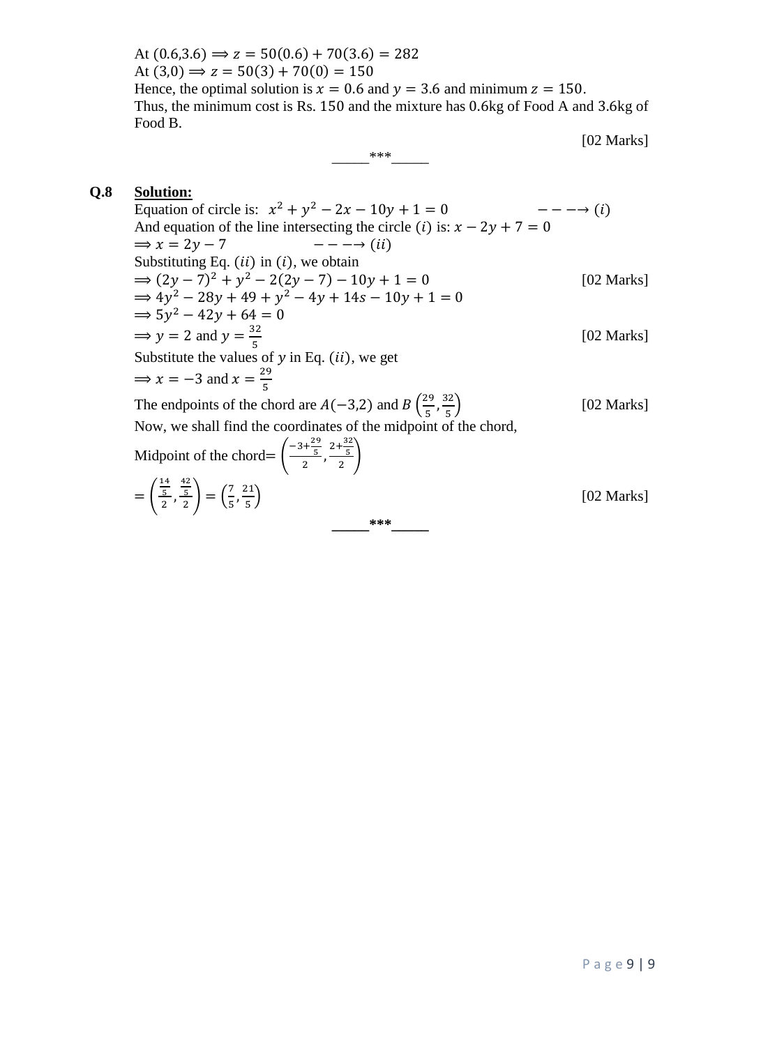At $(0.6,3.6) \Longrightarrow z = 50(0.6) + 70(3.6) = 282$
At $(3,0) \Longrightarrow z = 50(3) + 70(0) = 150$
Hence, the optimal solution is $x = 0.6$ and $y = 3.6$ and minimum $z = 150$.
Thus, the minimum cost is Rs. 150 and the mixture has 0.6kg of Food A and 3.6kg of Food B.

[02 Marks]

\_\_\_\_\_***\_\_\_\_\_

**Q.8** **Solution:**

Equation of circle is: $x^2 + y^2 - 2x - 10y + 1 = 0$ $\quad --\rightarrow (i)$

And equation of the line intersecting the circle $(i)$ is: $x - 2y + 7 = 0$

$\Longrightarrow x = 2y - 7$ $\quad --\rightarrow (ii)$

Substituting Eq. $(ii)$ in $(i)$, we obtain

$\Longrightarrow (2y-7)^2 + y^2 - 2(2y-7) - 10y + 1 = 0$ [02 Marks]

$\Longrightarrow 4y^2 - 28y + 49 + y^2 - 4y + 14s - 10y + 1 = 0$

$\Longrightarrow 5y^2 - 42y + 64 = 0$

$\Longrightarrow y = 2$ and $y = \frac{32}{5}$ [02 Marks]

Substitute the values of $y$ in Eq. $(ii)$, we get

$\Longrightarrow x = -3$ and $x = \frac{29}{5}$

The endpoints of the chord are $A(-3,2)$ and $B\left(\frac{29}{5}, \frac{32}{5}\right)$ [02 Marks]

Now, we shall find the coordinates of the midpoint of the chord,

Midpoint of the chord= $\left(\frac{-3+\frac{29}{5}}{2}, \frac{2+\frac{32}{5}}{2}\right)$

$= \left(\frac{\frac{14}{5}}{2}, \frac{\frac{42}{5}}{2}\right) = \left(\frac{7}{5}, \frac{21}{5}\right)$ [02 Marks]

\_\_\_\_\_***\_\_\_\_\_